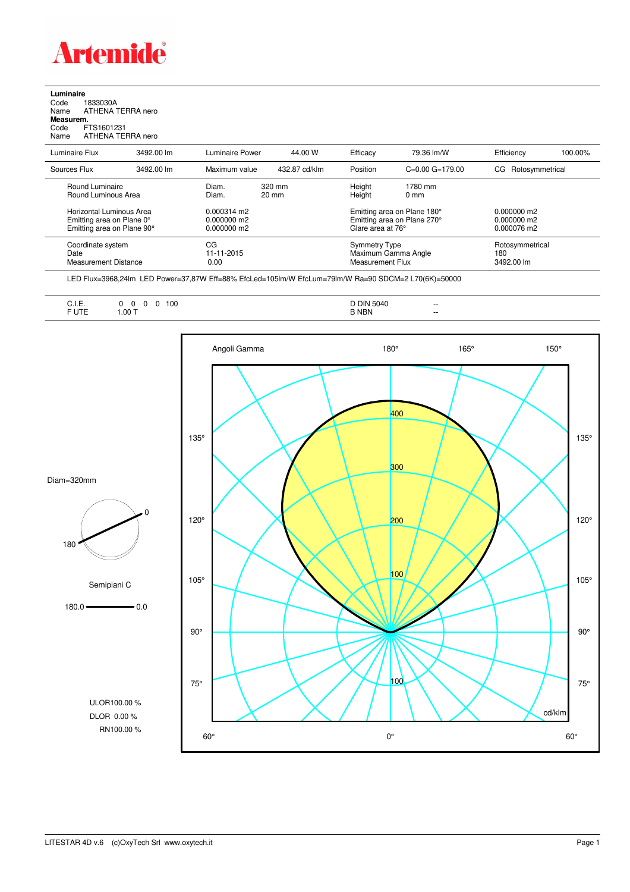Artemide

**Luminaire**

Code 1833030A
Name ATHENA TERRA nero

**Measurem.**

Code FTS1601231
Name ATHENA TERRA nero

| Luminaire Flux | 3492.00 lm | Luminaire Power | 44.00 W | Efficacy | 79.36 lm/W | Efficiency | 100.00% |
|---|---|---|---|---|---|---|---|
| Sources Flux | 3492.00 lm | Maximum value | 432.87 cd/klm | Position | C=0.00 G=179.00 | CG | Rotosymmetrical |

| | | | | |
|---|---|---|---|---|
| Round Luminaire | Diam. 320 mm | Height 1780 mm | | |
| Round Luminous Area | Diam. 20 mm | Height 0 mm | | |
| Horizontal Luminous Area | 0.000314 m2 | Emitting area on Plane 180° | 0.000000 m2 | |
| Emitting area on Plane 0° | 0.000000 m2 | Emitting area on Plane 270° | 0.000000 m2 | |
| Emitting area on Plane 90° | 0.000000 m2 | Glare area at 76° | 0.000076 m2 | |
| Coordinate system | CG | Symmetry Type | Rotosymmetrical | |
| Date | 11-11-2015 | Maximum Gamma Angle | 180 | |
| Measurement Distance | 0.00 | Measurement Flux | 3492.00 lm | |

LED Flux=3968,24lm LED Power=37,87W Eff=88% EfcLed=105lm/W EfcLum=79lm/W Ra=90 SDCM=2 L70(6K)=50000

| | | | |
|---|---|---|---|
| C.I.E. | 0 0 0 0 100 | D DIN 5040 | -- |
| F UTE | 1.00 T | B NBN | -- |

Diam=320mm

Semipiani C

180.0 — 0.0

ULOR100.00 %
DLOR 0.00 %
RN100.00 %

Angoli Gamma 180° 165° 150° 135° 120° 105° 90° 75° 60° 0° 60° — 400 300 200 100 100 cd/klm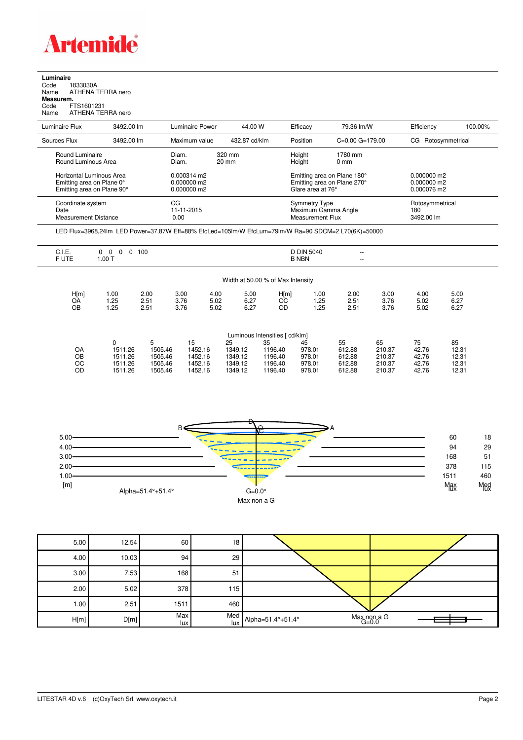**Artemide**

**Luminaire**
Code 1833030A
Name ATHENA TERRA nero
**Measurem.**
Code FTS1601231
Name ATHENA TERRA nero

| | | | | | | | |
|---|---|---|---|---|---|---|---|
| Luminaire Flux | 3492.00 lm | Luminaire Power | 44.00 W | Efficacy | 79.36 lm/W | Efficiency | 100.00% |
| Sources Flux | 3492.00 lm | Maximum value | 432.87 cd/klm | Position | C=0.00 G=179.00 | CG | Rotosymmetrical |

| | | | |
|---|---|---|---|
| Round Luminaire | Diam. 320 mm | Height 1780 mm | |
| Round Luminous Area | Diam. 20 mm | Height 0 mm | |
| Horizontal Luminous Area | 0.000314 m2 | Emitting area on Plane 180° | 0.000000 m2 |
| Emitting area on Plane 0° | 0.000000 m2 | Emitting area on Plane 270° | 0.000000 m2 |
| Emitting area on Plane 90° | 0.000000 m2 | Glare area at 76° | 0.000076 m2 |
| Coordinate system | CG | Symmetry Type | Rotosymmetrical |
| Date | 11-11-2015 | Maximum Gamma Angle | 180 |
| Measurement Distance | 0.00 | Measurement Flux | 3492.00 lm |

LED Flux=3968,24lm LED Power=37,87W Eff=88% EfcLed=105lm/W EfcLum=79lm/W Ra=90 SDCM=2 L70(6K)=50000

| | | | |
|---|---|---|---|
| C.I.E. | 0 0 0 0 100 | D DIN 5040 | -- |
| F UTE | 1.00 T | B NBN | -- |

Width at 50.00 % of Max Intensity

| H[m] | 1.00 | 2.00 | 3.00 | 4.00 | 5.00 | H[m] | 1.00 | 2.00 | 3.00 | 4.00 | 5.00 |
|---|---|---|---|---|---|---|---|---|---|---|---|
| OA | 1.25 | 2.51 | 3.76 | 5.02 | 6.27 | OC | 1.25 | 2.51 | 3.76 | 5.02 | 6.27 |
| OB | 1.25 | 2.51 | 3.76 | 5.02 | 6.27 | OD | 1.25 | 2.51 | 3.76 | 5.02 | 6.27 |

Luminous Intensities [ cd/klm]

| | 0 | 5 | 15 | 25 | 35 | 45 | 55 | 65 | 75 | 85 |
|---|---|---|---|---|---|---|---|---|---|---|
| OA | 1511.26 | 1505.46 | 1452.16 | 1349.12 | 1196.40 | 978.01 | 612.88 | 210.37 | 42.76 | 12.31 |
| OB | 1511.26 | 1505.46 | 1452.16 | 1349.12 | 1196.40 | 978.01 | 612.88 | 210.37 | 42.76 | 12.31 |
| OC | 1511.26 | 1505.46 | 1452.16 | 1349.12 | 1196.40 | 978.01 | 612.88 | 210.37 | 42.76 | 12.31 |
| OD | 1511.26 | 1505.46 | 1452.16 | 1349.12 | 1196.40 | 978.01 | 612.88 | 210.37 | 42.76 | 12.31 |

B D C A
5.00 4.00 3.00 2.00 1.00 [m]
60 94 168 378 1511 Max lux
18 29 51 115 460 Med lux
Alpha=51.4°+51.4° G=0.0°
Max non a G

| H[m] | D[m] | Max lux | Med lux |
|---|---|---|---|
| 5.00 | 12.54 | 60 | 18 |
| 4.00 | 10.03 | 94 | 29 |
| 3.00 | 7.53 | 168 | 51 |
| 2.00 | 5.02 | 378 | 115 |
| 1.00 | 2.51 | 1511 | 460 |

Alpha=51.4°+51.4° Max non a G G=0.0

LITESTAR 4D v.6 (c)OxyTech Srl www.oxytech.it